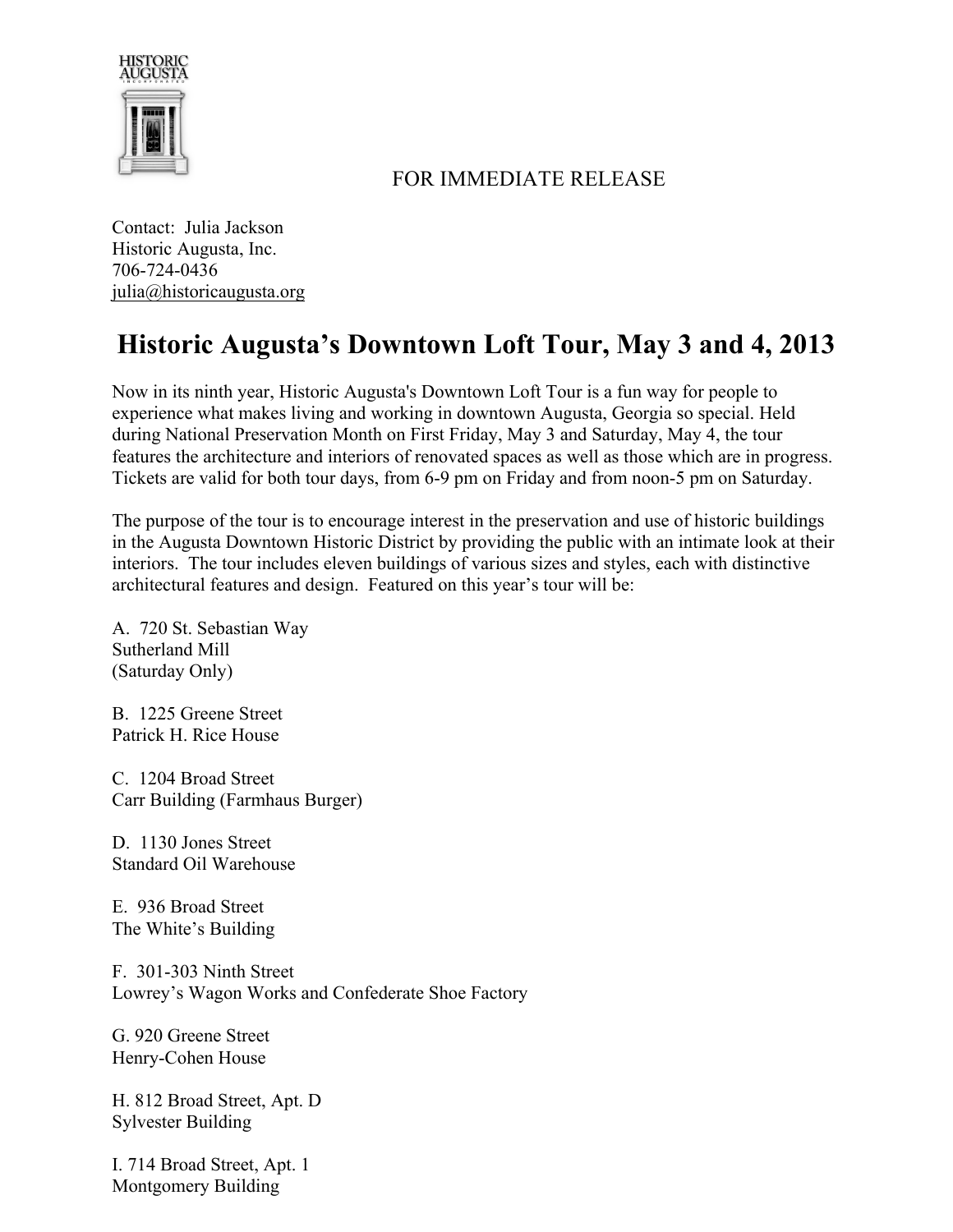FOR IMMEDIATE RELEASE

Contact: Julia Jackson
Historic Augusta, Inc.
706-724-0436
julia@historicaugusta.org

# Historic Augusta's Downtown Loft Tour, May 3 and 4, 2013

Now in its ninth year, Historic Augusta's Downtown Loft Tour is a fun way for people to experience what makes living and working in downtown Augusta, Georgia so special. Held during National Preservation Month on First Friday, May 3 and Saturday, May 4, the tour features the architecture and interiors of renovated spaces as well as those which are in progress. Tickets are valid for both tour days, from 6-9 pm on Friday and from noon-5 pm on Saturday.

The purpose of the tour is to encourage interest in the preservation and use of historic buildings in the Augusta Downtown Historic District by providing the public with an intimate look at their interiors. The tour includes eleven buildings of various sizes and styles, each with distinctive architectural features and design. Featured on this year's tour will be:

A. 720 St. Sebastian Way
Sutherland Mill
(Saturday Only)

B. 1225 Greene Street
Patrick H. Rice House

C. 1204 Broad Street
Carr Building (Farmhaus Burger)

D. 1130 Jones Street
Standard Oil Warehouse

E. 936 Broad Street
The White's Building

F. 301-303 Ninth Street
Lowrey's Wagon Works and Confederate Shoe Factory

G. 920 Greene Street
Henry-Cohen House

H. 812 Broad Street, Apt. D
Sylvester Building

I. 714 Broad Street, Apt. 1
Montgomery Building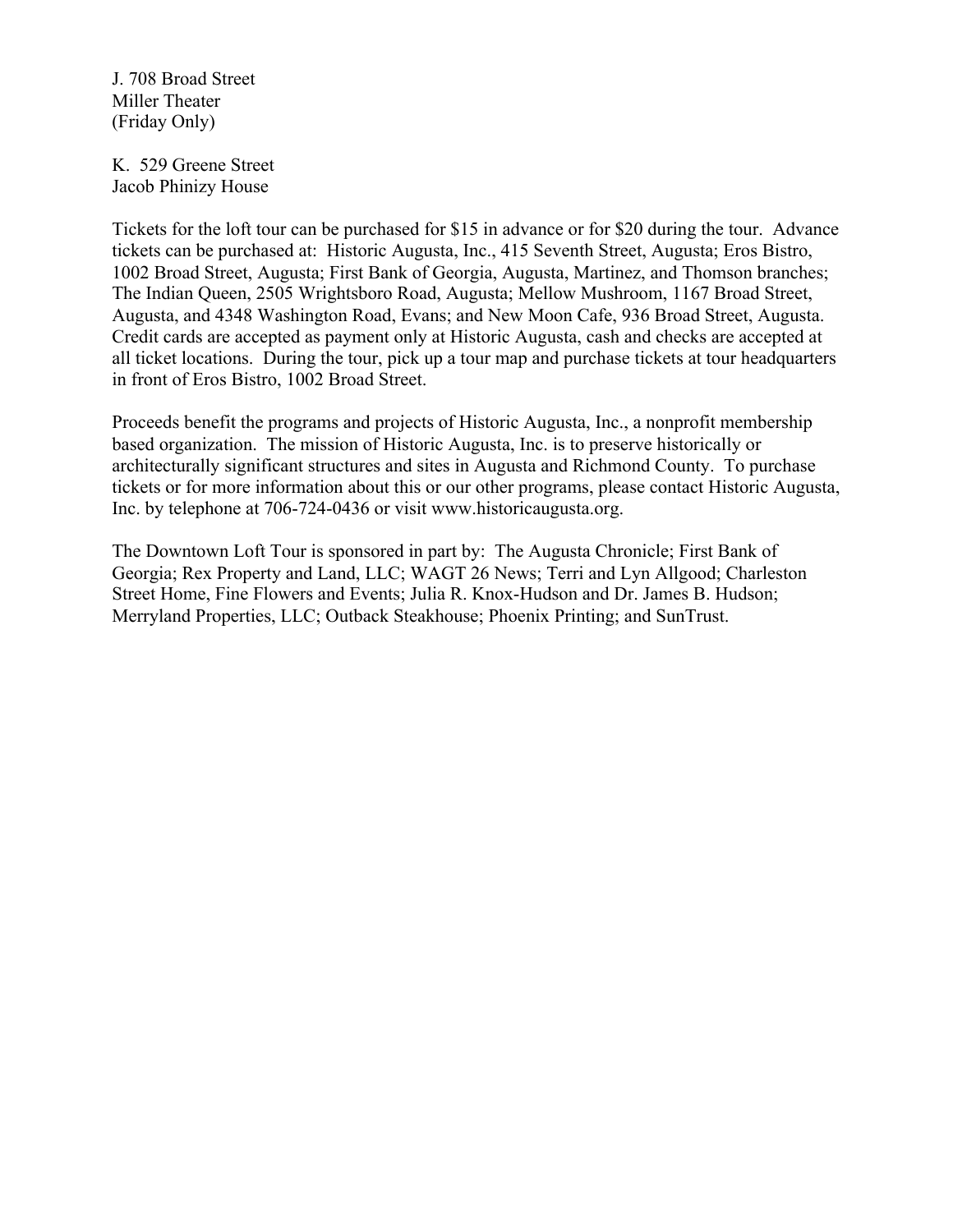J. 708 Broad Street
Miller Theater
(Friday Only)

K. 529 Greene Street
Jacob Phinizy House

Tickets for the loft tour can be purchased for $15 in advance or for $20 during the tour. Advance tickets can be purchased at: Historic Augusta, Inc., 415 Seventh Street, Augusta; Eros Bistro, 1002 Broad Street, Augusta; First Bank of Georgia, Augusta, Martinez, and Thomson branches; The Indian Queen, 2505 Wrightsboro Road, Augusta; Mellow Mushroom, 1167 Broad Street, Augusta, and 4348 Washington Road, Evans; and New Moon Cafe, 936 Broad Street, Augusta. Credit cards are accepted as payment only at Historic Augusta, cash and checks are accepted at all ticket locations. During the tour, pick up a tour map and purchase tickets at tour headquarters in front of Eros Bistro, 1002 Broad Street.

Proceeds benefit the programs and projects of Historic Augusta, Inc., a nonprofit membership based organization. The mission of Historic Augusta, Inc. is to preserve historically or architecturally significant structures and sites in Augusta and Richmond County. To purchase tickets or for more information about this or our other programs, please contact Historic Augusta, Inc. by telephone at 706-724-0436 or visit www.historicaugusta.org.

The Downtown Loft Tour is sponsored in part by: The Augusta Chronicle; First Bank of Georgia; Rex Property and Land, LLC; WAGT 26 News; Terri and Lyn Allgood; Charleston Street Home, Fine Flowers and Events; Julia R. Knox-Hudson and Dr. James B. Hudson; Merryland Properties, LLC; Outback Steakhouse; Phoenix Printing; and SunTrust.